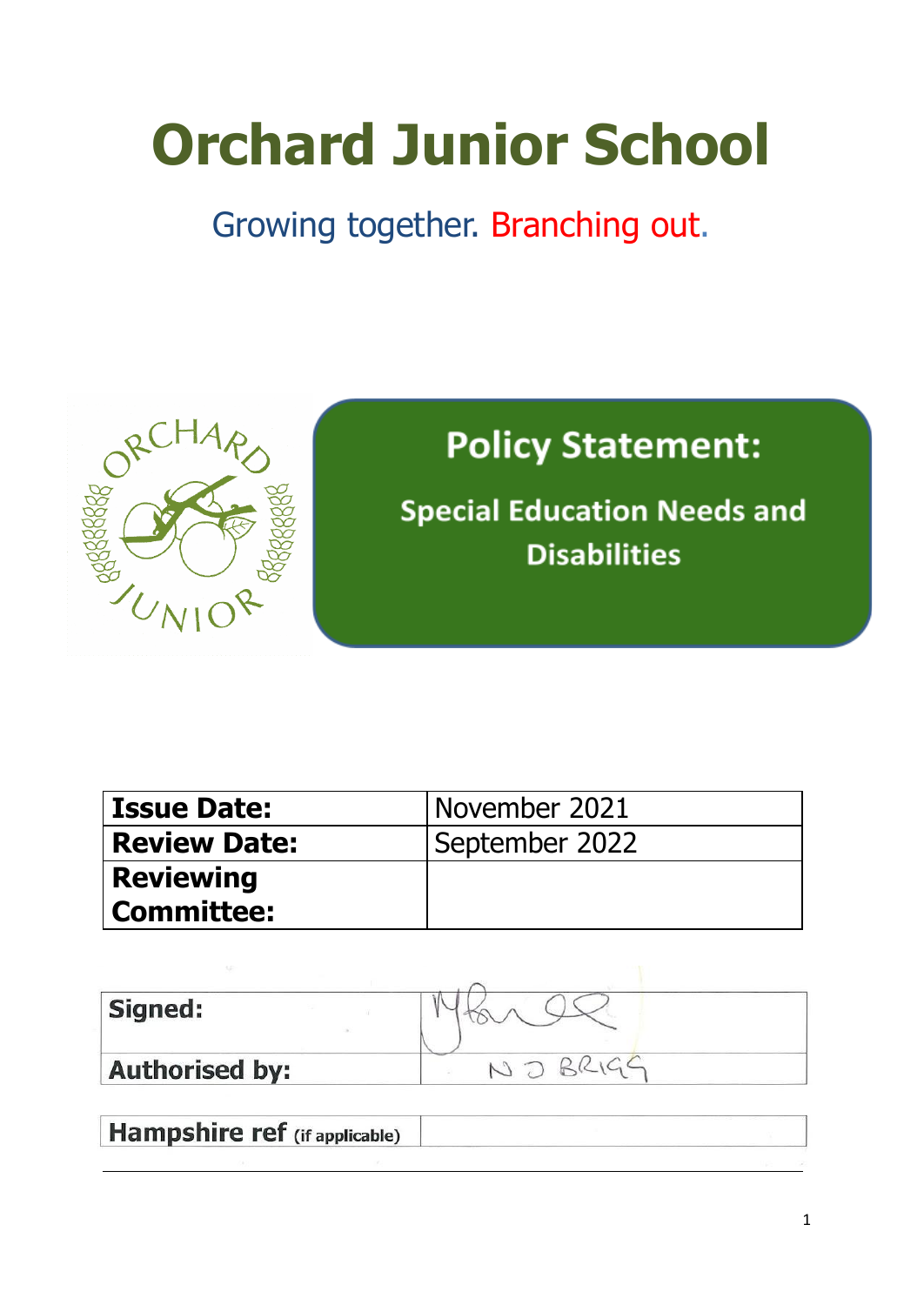# Orchard Junior School

Growing together. Branching out.

## Policy Statement:

### Special Education Needs and Disabilities

| Issue Date: | November 2021 |
| --- | --- |
| Review Date: | September 2022 |
| Reviewing Committee: | |

| Signed: | |
| --- | --- |
| Authorised by: | N J BRIGG |

| Hampshire ref (if applicable) | |
| --- | --- |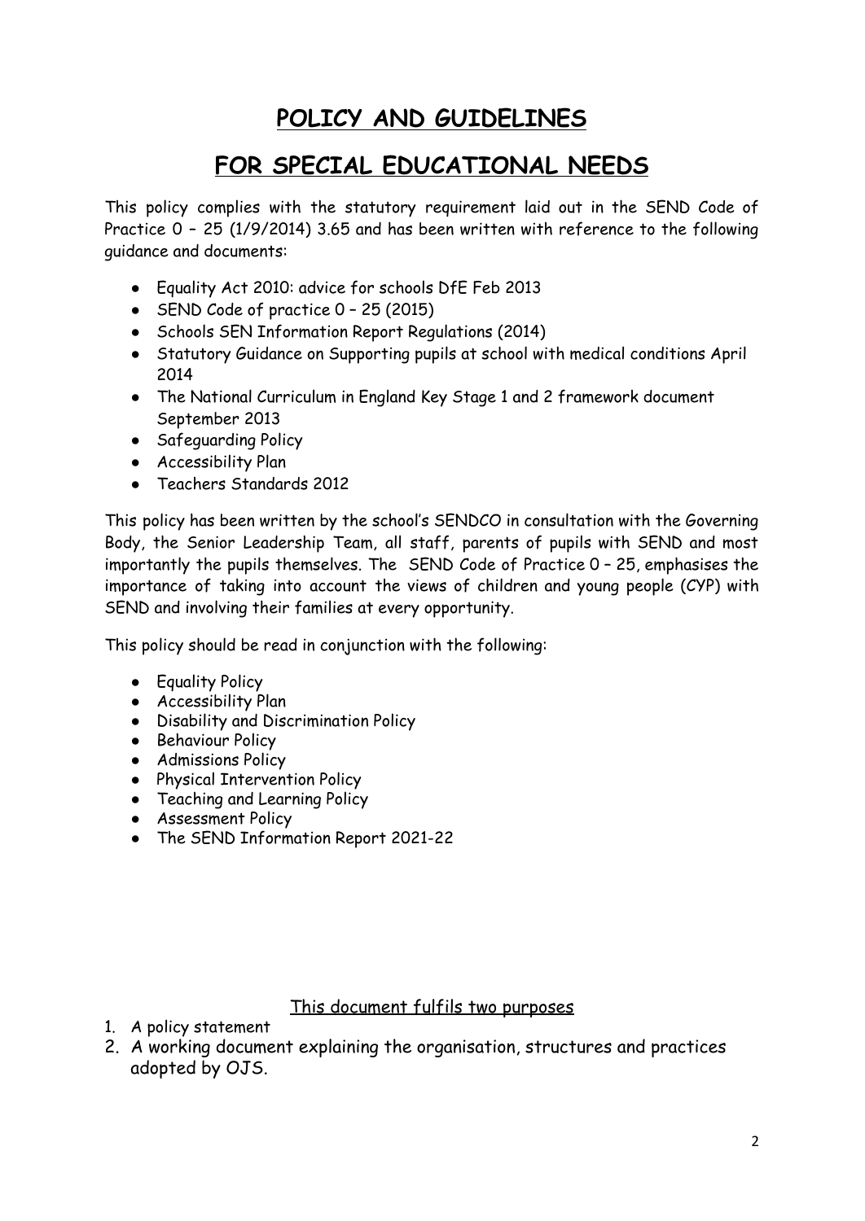# POLICY AND GUIDELINES

# FOR SPECIAL EDUCATIONAL NEEDS

This policy complies with the statutory requirement laid out in the SEND Code of Practice 0 – 25 (1/9/2014) 3.65 and has been written with reference to the following guidance and documents:

- Equality Act 2010: advice for schools DfE Feb 2013
- SEND Code of practice 0 – 25 (2015)
- Schools SEN Information Report Regulations (2014)
- Statutory Guidance on Supporting pupils at school with medical conditions April 2014
- The National Curriculum in England Key Stage 1 and 2 framework document September 2013
- Safeguarding Policy
- Accessibility Plan
- Teachers Standards 2012

This policy has been written by the school's SENDCO in consultation with the Governing Body, the Senior Leadership Team, all staff, parents of pupils with SEND and most importantly the pupils themselves. The SEND Code of Practice 0 – 25, emphasises the importance of taking into account the views of children and young people (CYP) with SEND and involving their families at every opportunity.

This policy should be read in conjunction with the following:

- Equality Policy
- Accessibility Plan
- Disability and Discrimination Policy
- Behaviour Policy
- Admissions Policy
- Physical Intervention Policy
- Teaching and Learning Policy
- Assessment Policy
- The SEND Information Report 2021-22

<u>This document fulfils two purposes</u>

1. A policy statement
2. A working document explaining the organisation, structures and practices adopted by OJS.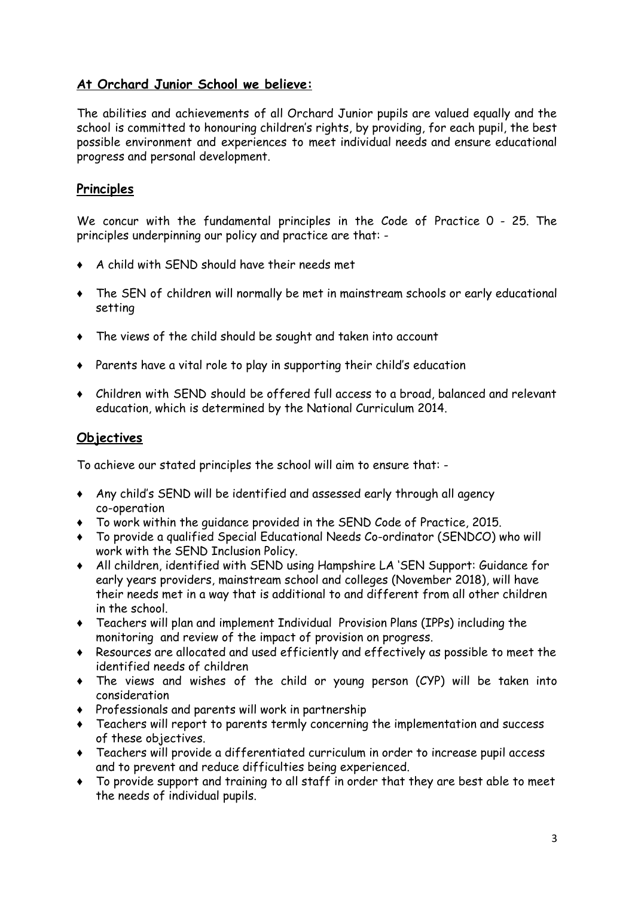## At Orchard Junior School we believe:

The abilities and achievements of all Orchard Junior pupils are valued equally and the school is committed to honouring children's rights, by providing, for each pupil, the best possible environment and experiences to meet individual needs and ensure educational progress and personal development.

## Principles

We concur with the fundamental principles in the Code of Practice 0 - 25. The principles underpinning our policy and practice are that: -

- A child with SEND should have their needs met
- The SEN of children will normally be met in mainstream schools or early educational setting
- The views of the child should be sought and taken into account
- Parents have a vital role to play in supporting their child's education
- Children with SEND should be offered full access to a broad, balanced and relevant education, which is determined by the National Curriculum 2014.

## Objectives

To achieve our stated principles the school will aim to ensure that: -

- Any child's SEND will be identified and assessed early through all agency co-operation
- To work within the guidance provided in the SEND Code of Practice, 2015.
- To provide a qualified Special Educational Needs Co-ordinator (SENDCO) who will work with the SEND Inclusion Policy.
- All children, identified with SEND using Hampshire LA 'SEN Support: Guidance for early years providers, mainstream school and colleges (November 2018), will have their needs met in a way that is additional to and different from all other children in the school.
- Teachers will plan and implement Individual Provision Plans (IPPs) including the monitoring and review of the impact of provision on progress.
- Resources are allocated and used efficiently and effectively as possible to meet the identified needs of children
- The views and wishes of the child or young person (CYP) will be taken into consideration
- Professionals and parents will work in partnership
- Teachers will report to parents termly concerning the implementation and success of these objectives.
- Teachers will provide a differentiated curriculum in order to increase pupil access and to prevent and reduce difficulties being experienced.
- To provide support and training to all staff in order that they are best able to meet the needs of individual pupils.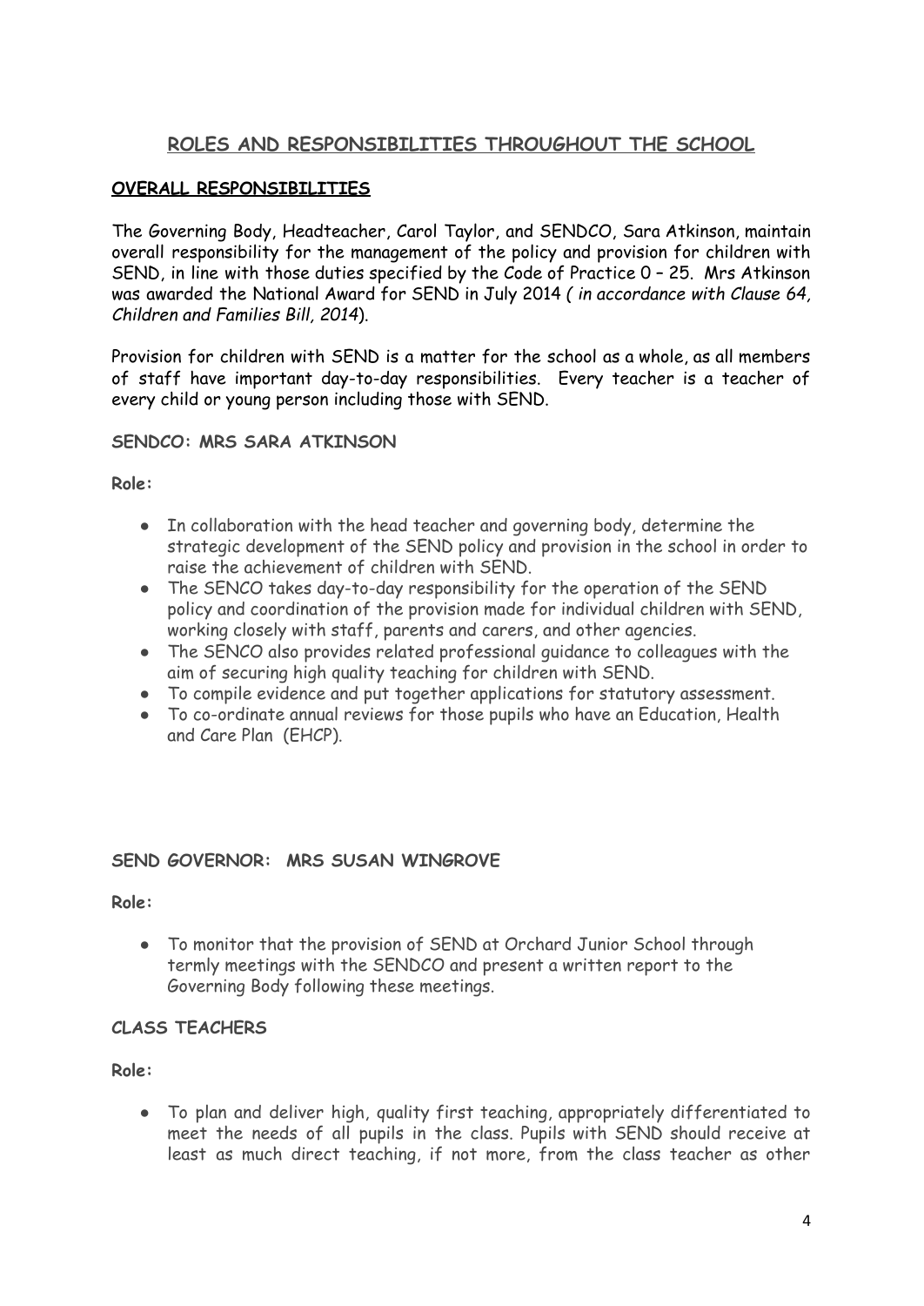## <u>ROLES AND RESPONSIBILITIES THROUGHOUT THE SCHOOL</u>

### <u>OVERALL RESPONSIBILITIES</u>

The Governing Body, Headteacher, Carol Taylor, and SENDCO, Sara Atkinson, maintain overall responsibility for the management of the policy and provision for children with SEND, in line with those duties specified by the Code of Practice 0 – 25. Mrs Atkinson was awarded the National Award for SEND in July 2014 *( in accordance with Clause 64, Children and Families Bill, 2014*).

Provision for children with SEND is a matter for the school as a whole, as all members of staff have important day-to-day responsibilities. Every teacher is a teacher of every child or young person including those with SEND.

**SENDCO: MRS SARA ATKINSON**

**Role:**

- In collaboration with the head teacher and governing body, determine the strategic development of the SEND policy and provision in the school in order to raise the achievement of children with SEND.
- The SENCO takes day-to-day responsibility for the operation of the SEND policy and coordination of the provision made for individual children with SEND, working closely with staff, parents and carers, and other agencies.
- The SENCO also provides related professional guidance to colleagues with the aim of securing high quality teaching for children with SEND.
- To compile evidence and put together applications for statutory assessment.
- To co-ordinate annual reviews for those pupils who have an Education, Health and Care Plan (EHCP).

**SEND GOVERNOR: MRS SUSAN WINGROVE**

**Role:**

- To monitor that the provision of SEND at Orchard Junior School through termly meetings with the SENDCO and present a written report to the Governing Body following these meetings.

**CLASS TEACHERS**

**Role:**

- To plan and deliver high, quality first teaching, appropriately differentiated to meet the needs of all pupils in the class. Pupils with SEND should receive at least as much direct teaching, if not more, from the class teacher as other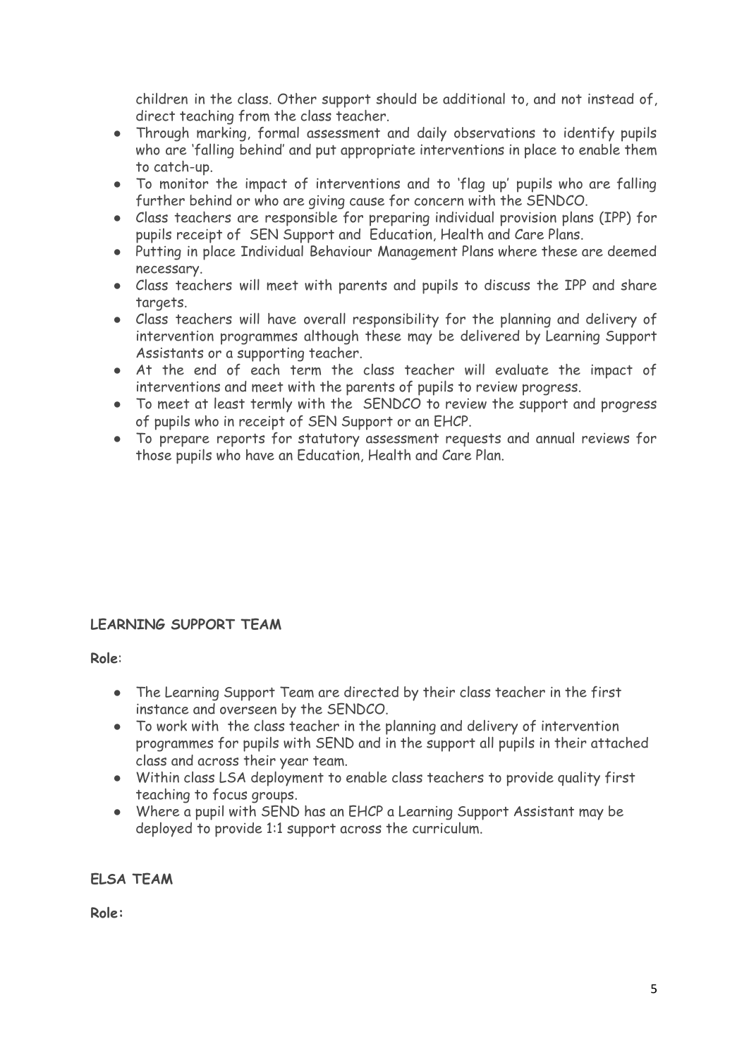children in the class. Other support should be additional to, and not instead of, direct teaching from the class teacher.

- Through marking, formal assessment and daily observations to identify pupils who are 'falling behind' and put appropriate interventions in place to enable them to catch-up.
- To monitor the impact of interventions and to 'flag up' pupils who are falling further behind or who are giving cause for concern with the SENDCO.
- Class teachers are responsible for preparing individual provision plans (IPP) for pupils receipt of SEN Support and Education, Health and Care Plans.
- Putting in place Individual Behaviour Management Plans where these are deemed necessary.
- Class teachers will meet with parents and pupils to discuss the IPP and share targets.
- Class teachers will have overall responsibility for the planning and delivery of intervention programmes although these may be delivered by Learning Support Assistants or a supporting teacher.
- At the end of each term the class teacher will evaluate the impact of interventions and meet with the parents of pupils to review progress.
- To meet at least termly with the SENDCO to review the support and progress of pupils who in receipt of SEN Support or an EHCP.
- To prepare reports for statutory assessment requests and annual reviews for those pupils who have an Education, Health and Care Plan.

**LEARNING SUPPORT TEAM**

**Role**:

- The Learning Support Team are directed by their class teacher in the first instance and overseen by the SENDCO.
- To work with the class teacher in the planning and delivery of intervention programmes for pupils with SEND and in the support all pupils in their attached class and across their year team.
- Within class LSA deployment to enable class teachers to provide quality first teaching to focus groups.
- Where a pupil with SEND has an EHCP a Learning Support Assistant may be deployed to provide 1:1 support across the curriculum.

**ELSA TEAM**

**Role:**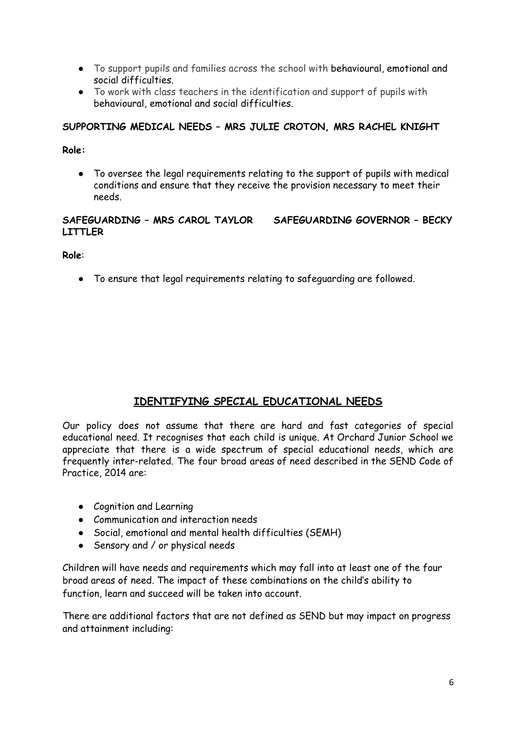- To support pupils and families across the school with behavioural, emotional and social difficulties.
- To work with class teachers in the identification and support of pupils with behavioural, emotional and social difficulties.

**SUPPORTING MEDICAL NEEDS – MRS JULIE CROTON, MRS RACHEL KNIGHT**

**Role:**

- To oversee the legal requirements relating to the support of pupils with medical conditions and ensure that they receive the provision necessary to meet their needs.

**SAFEGUARDING – MRS CAROL TAYLOR     SAFEGUARDING GOVERNOR – BECKY LITTLER**

**Role**:

- To ensure that legal requirements relating to safeguarding are followed.

## IDENTIFYING SPECIAL EDUCATIONAL NEEDS

Our policy does not assume that there are hard and fast categories of special educational need. It recognises that each child is unique. At Orchard Junior School we appreciate that there is a wide spectrum of special educational needs, which are frequently inter-related. The four broad areas of need described in the SEND Code of Practice, 2014 are:

- Cognition and Learning
- Communication and interaction needs
- Social, emotional and mental health difficulties (SEMH)
- Sensory and / or physical needs

Children will have needs and requirements which may fall into at least one of the four broad areas of need. The impact of these combinations on the child's ability to function, learn and succeed will be taken into account.

There are additional factors that are not defined as SEND but may impact on progress and attainment including: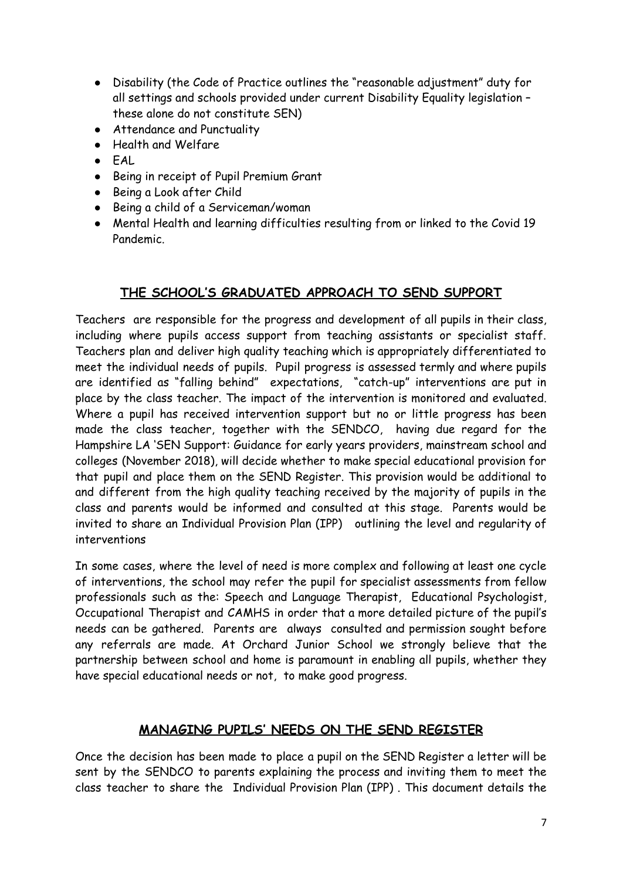- Disability (the Code of Practice outlines the "reasonable adjustment" duty for all settings and schools provided under current Disability Equality legislation – these alone do not constitute SEN)
- Attendance and Punctuality
- Health and Welfare
- EAL
- Being in receipt of Pupil Premium Grant
- Being a Look after Child
- Being a child of a Serviceman/woman
- Mental Health and learning difficulties resulting from or linked to the Covid 19 Pandemic.

## THE SCHOOL'S GRADUATED APPROACH TO SEND SUPPORT

Teachers are responsible for the progress and development of all pupils in their class, including where pupils access support from teaching assistants or specialist staff. Teachers plan and deliver high quality teaching which is appropriately differentiated to meet the individual needs of pupils. Pupil progress is assessed termly and where pupils are identified as "falling behind" expectations, "catch-up" interventions are put in place by the class teacher. The impact of the intervention is monitored and evaluated. Where a pupil has received intervention support but no or little progress has been made the class teacher, together with the SENDCO, having due regard for the Hampshire LA 'SEN Support: Guidance for early years providers, mainstream school and colleges (November 2018), will decide whether to make special educational provision for that pupil and place them on the SEND Register. This provision would be additional to and different from the high quality teaching received by the majority of pupils in the class and parents would be informed and consulted at this stage. Parents would be invited to share an Individual Provision Plan (IPP) outlining the level and regularity of interventions

In some cases, where the level of need is more complex and following at least one cycle of interventions, the school may refer the pupil for specialist assessments from fellow professionals such as the: Speech and Language Therapist, Educational Psychologist, Occupational Therapist and CAMHS in order that a more detailed picture of the pupil's needs can be gathered. Parents are always consulted and permission sought before any referrals are made. At Orchard Junior School we strongly believe that the partnership between school and home is paramount in enabling all pupils, whether they have special educational needs or not, to make good progress.

## MANAGING PUPILS' NEEDS ON THE SEND REGISTER

Once the decision has been made to place a pupil on the SEND Register a letter will be sent by the SENDCO to parents explaining the process and inviting them to meet the class teacher to share the Individual Provision Plan (IPP) . This document details the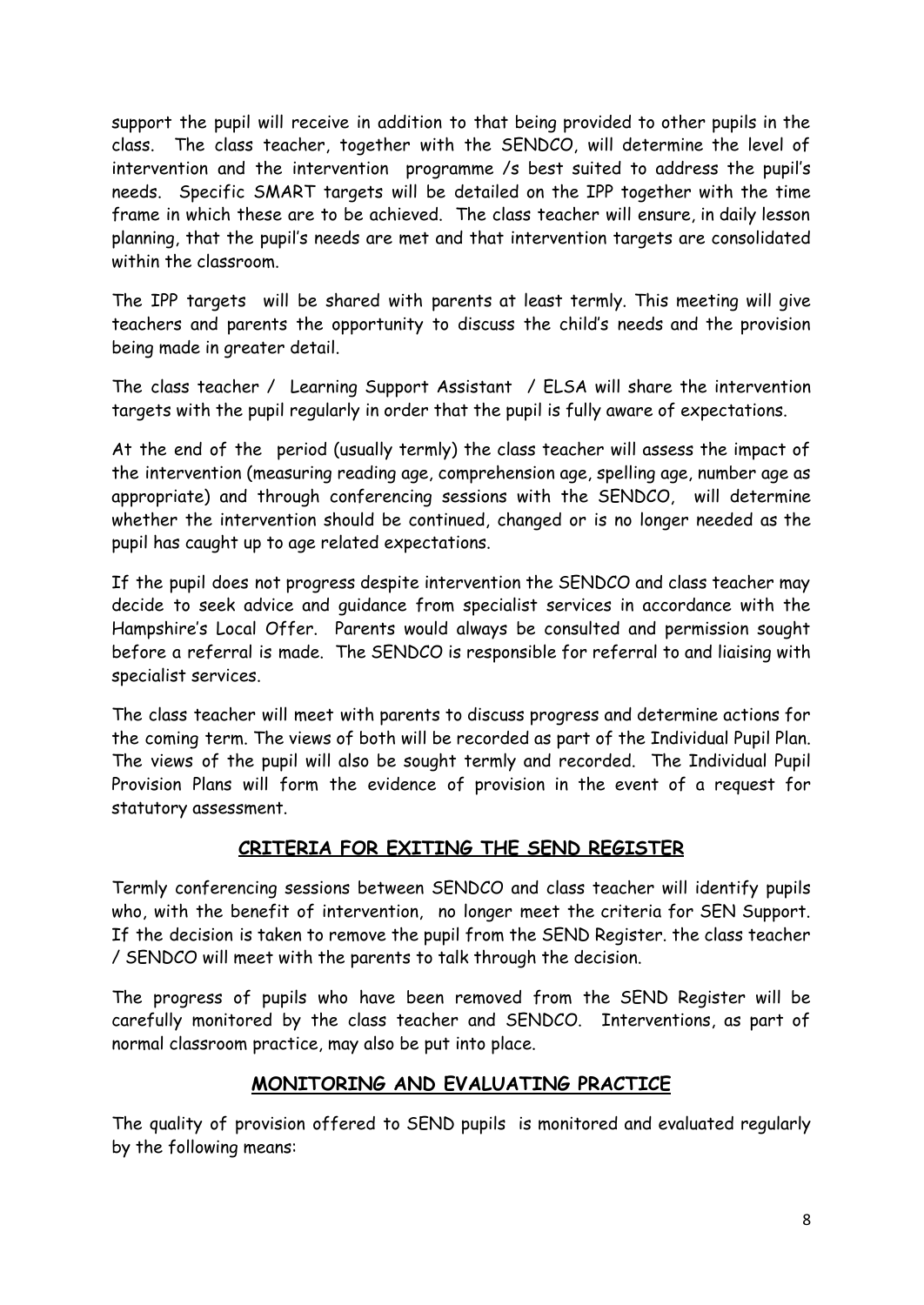support the pupil will receive in addition to that being provided to other pupils in the class. The class teacher, together with the SENDCO, will determine the level of intervention and the intervention programme /s best suited to address the pupil's needs. Specific SMART targets will be detailed on the IPP together with the time frame in which these are to be achieved. The class teacher will ensure, in daily lesson planning, that the pupil's needs are met and that intervention targets are consolidated within the classroom.

The IPP targets will be shared with parents at least termly. This meeting will give teachers and parents the opportunity to discuss the child's needs and the provision being made in greater detail.

The class teacher / Learning Support Assistant / ELSA will share the intervention targets with the pupil regularly in order that the pupil is fully aware of expectations.

At the end of the period (usually termly) the class teacher will assess the impact of the intervention (measuring reading age, comprehension age, spelling age, number age as appropriate) and through conferencing sessions with the SENDCO, will determine whether the intervention should be continued, changed or is no longer needed as the pupil has caught up to age related expectations.

If the pupil does not progress despite intervention the SENDCO and class teacher may decide to seek advice and guidance from specialist services in accordance with the Hampshire's Local Offer. Parents would always be consulted and permission sought before a referral is made. The SENDCO is responsible for referral to and liaising with specialist services.

The class teacher will meet with parents to discuss progress and determine actions for the coming term. The views of both will be recorded as part of the Individual Pupil Plan. The views of the pupil will also be sought termly and recorded. The Individual Pupil Provision Plans will form the evidence of provision in the event of a request for statutory assessment.

## CRITERIA FOR EXITING THE SEND REGISTER

Termly conferencing sessions between SENDCO and class teacher will identify pupils who, with the benefit of intervention, no longer meet the criteria for SEN Support. If the decision is taken to remove the pupil from the SEND Register. the class teacher / SENDCO will meet with the parents to talk through the decision.

The progress of pupils who have been removed from the SEND Register will be carefully monitored by the class teacher and SENDCO. Interventions, as part of normal classroom practice, may also be put into place.

## MONITORING AND EVALUATING PRACTICE

The quality of provision offered to SEND pupils is monitored and evaluated regularly by the following means: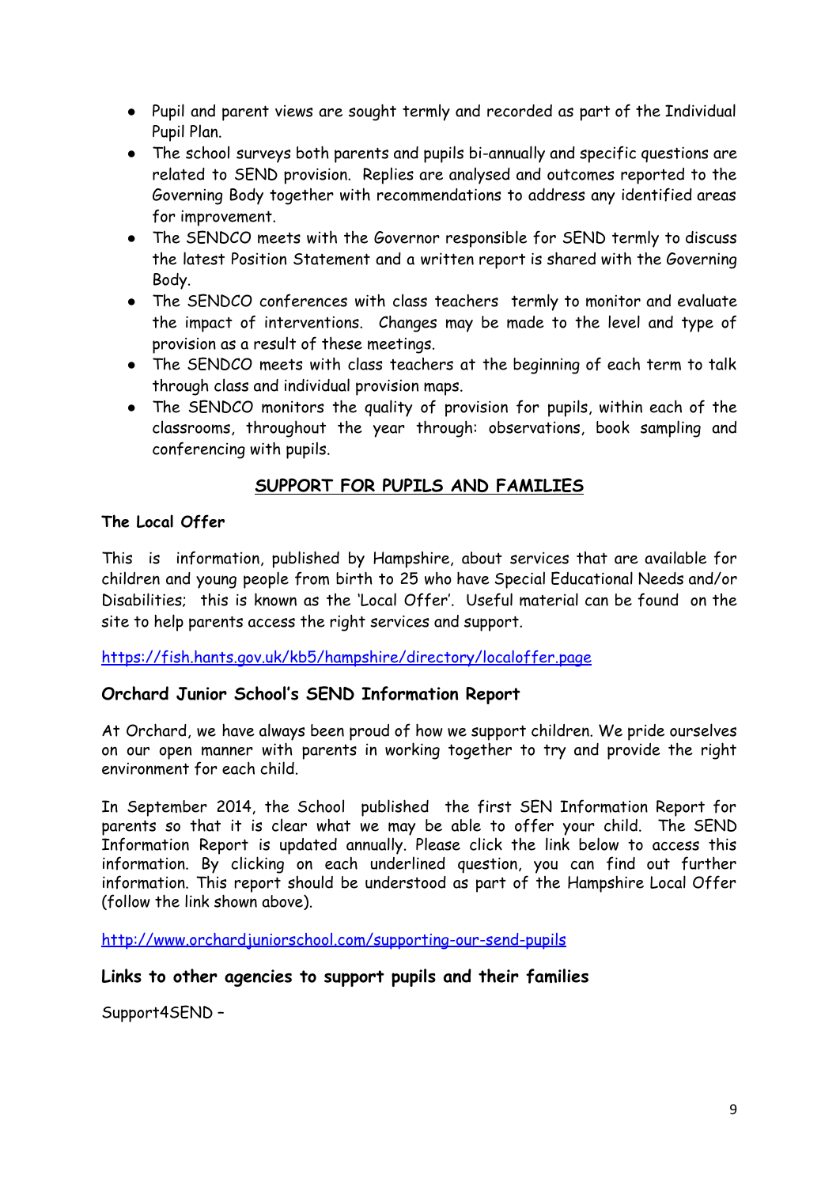- Pupil and parent views are sought termly and recorded as part of the Individual Pupil Plan.
- The school surveys both parents and pupils bi-annually and specific questions are related to SEND provision. Replies are analysed and outcomes reported to the Governing Body together with recommendations to address any identified areas for improvement.
- The SENDCO meets with the Governor responsible for SEND termly to discuss the latest Position Statement and a written report is shared with the Governing Body.
- The SENDCO conferences with class teachers termly to monitor and evaluate the impact of interventions. Changes may be made to the level and type of provision as a result of these meetings.
- The SENDCO meets with class teachers at the beginning of each term to talk through class and individual provision maps.
- The SENDCO monitors the quality of provision for pupils, within each of the classrooms, throughout the year through: observations, book sampling and conferencing with pupils.

## SUPPORT FOR PUPILS AND FAMILIES

### The Local Offer

This is information, published by Hampshire, about services that are available for children and young people from birth to 25 who have Special Educational Needs and/or Disabilities; this is known as the 'Local Offer'. Useful material can be found on the site to help parents access the right services and support.

https://fish.hants.gov.uk/kb5/hampshire/directory/localoffer.page

### Orchard Junior School's SEND Information Report

At Orchard, we have always been proud of how we support children. We pride ourselves on our open manner with parents in working together to try and provide the right environment for each child.

In September 2014, the School published the first SEN Information Report for parents so that it is clear what we may be able to offer your child. The SEND Information Report is updated annually. Please click the link below to access this information. By clicking on each underlined question, you can find out further information. This report should be understood as part of the Hampshire Local Offer (follow the link shown above).

http://www.orchardjuniorschool.com/supporting-our-send-pupils

### Links to other agencies to support pupils and their families

Support4SEND –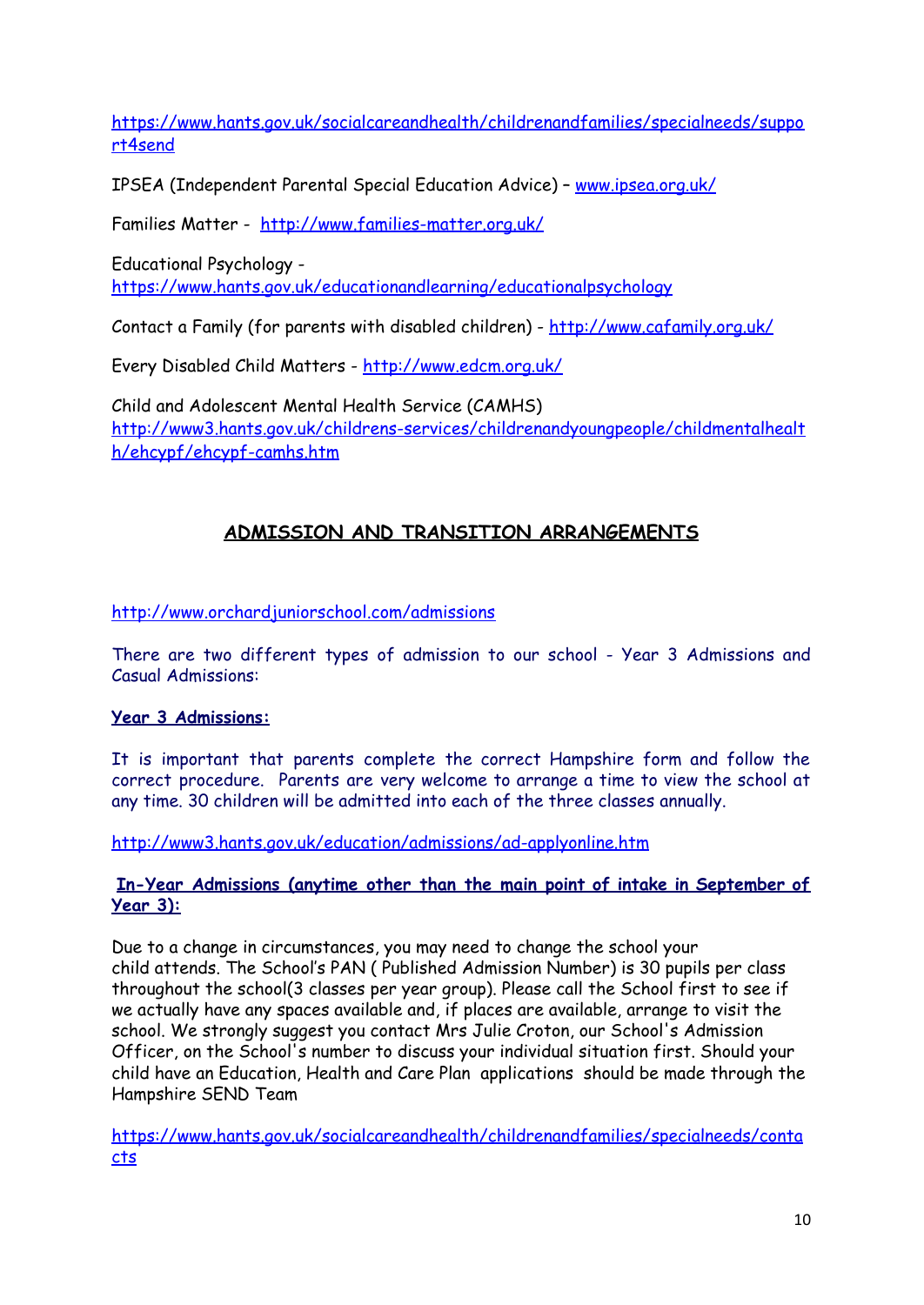https://www.hants.gov.uk/socialcareandhealth/childrenandfamilies/specialneeds/support4send

IPSEA (Independent Parental Special Education Advice) – www.ipsea.org.uk/

Families Matter - http://www.families-matter.org.uk/

Educational Psychology - https://www.hants.gov.uk/educationandlearning/educationalpsychology

Contact a Family (for parents with disabled children) - http://www.cafamily.org.uk/

Every Disabled Child Matters - http://www.edcm.org.uk/

Child and Adolescent Mental Health Service (CAMHS) http://www3.hants.gov.uk/childrens-services/childrenandyoungpeople/childmentalhealth/ehcypf/ehcypf-camhs.htm

## ADMISSION AND TRANSITION ARRANGEMENTS

http://www.orchardjuniorschool.com/admissions

There are two different types of admission to our school - Year 3 Admissions and Casual Admissions:

### Year 3 Admissions:

It is important that parents complete the correct Hampshire form and follow the correct procedure. Parents are very welcome to arrange a time to view the school at any time. 30 children will be admitted into each of the three classes annually.

http://www3.hants.gov.uk/education/admissions/ad-applyonline.htm

### In-Year Admissions (anytime other than the main point of intake in September of Year 3):

Due to a change in circumstances, you may need to change the school your child attends. The School's PAN ( Published Admission Number) is 30 pupils per class throughout the school(3 classes per year group). Please call the School first to see if we actually have any spaces available and, if places are available, arrange to visit the school. We strongly suggest you contact Mrs Julie Croton, our School's Admission Officer, on the School's number to discuss your individual situation first. Should your child have an Education, Health and Care Plan applications should be made through the Hampshire SEND Team

https://www.hants.gov.uk/socialcareandhealth/childrenandfamilies/specialneeds/contacts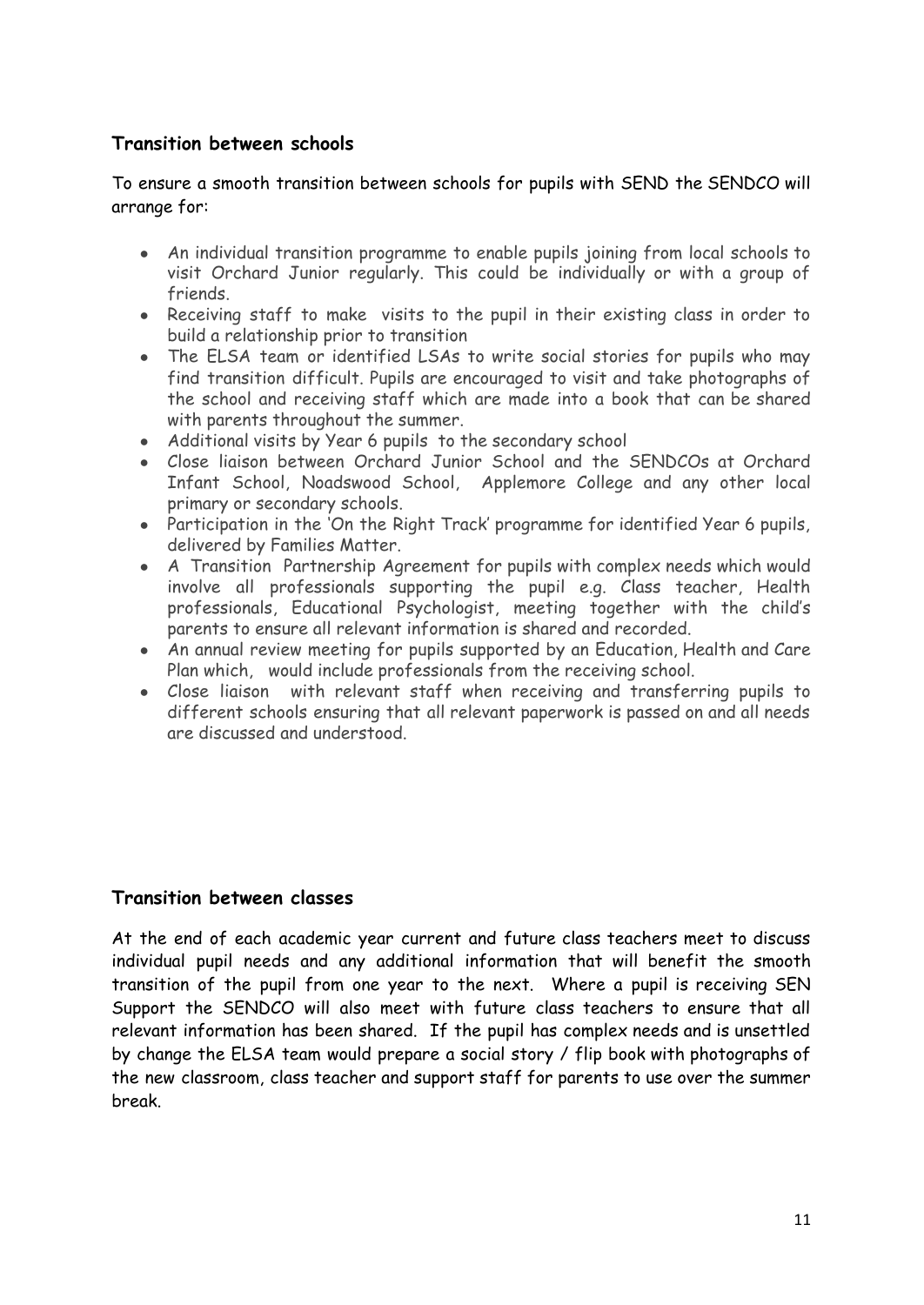### Transition between schools

To ensure a smooth transition between schools for pupils with SEND the SENDCO will arrange for:

- An individual transition programme to enable pupils joining from local schools to visit Orchard Junior regularly. This could be individually or with a group of friends.
- Receiving staff to make visits to the pupil in their existing class in order to build a relationship prior to transition
- The ELSA team or identified LSAs to write social stories for pupils who may find transition difficult. Pupils are encouraged to visit and take photographs of the school and receiving staff which are made into a book that can be shared with parents throughout the summer.
- Additional visits by Year 6 pupils to the secondary school
- Close liaison between Orchard Junior School and the SENDCOs at Orchard Infant School, Noadswood School, Applemore College and any other local primary or secondary schools.
- Participation in the 'On the Right Track' programme for identified Year 6 pupils, delivered by Families Matter.
- A Transition Partnership Agreement for pupils with complex needs which would involve all professionals supporting the pupil e.g. Class teacher, Health professionals, Educational Psychologist, meeting together with the child's parents to ensure all relevant information is shared and recorded.
- An annual review meeting for pupils supported by an Education, Health and Care Plan which, would include professionals from the receiving school.
- Close liaison with relevant staff when receiving and transferring pupils to different schools ensuring that all relevant paperwork is passed on and all needs are discussed and understood.

### Transition between classes

At the end of each academic year current and future class teachers meet to discuss individual pupil needs and any additional information that will benefit the smooth transition of the pupil from one year to the next. Where a pupil is receiving SEN Support the SENDCO will also meet with future class teachers to ensure that all relevant information has been shared. If the pupil has complex needs and is unsettled by change the ELSA team would prepare a social story / flip book with photographs of the new classroom, class teacher and support staff for parents to use over the summer break.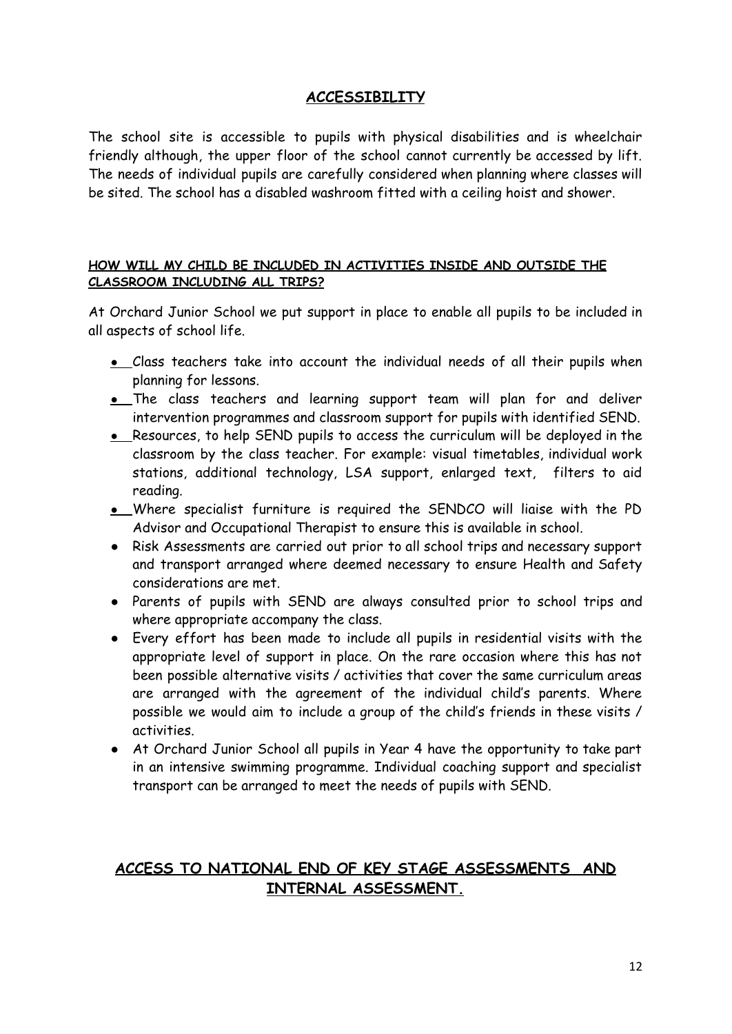## ACCESSIBILITY

The school site is accessible to pupils with physical disabilities and is wheelchair friendly although, the upper floor of the school cannot currently be accessed by lift. The needs of individual pupils are carefully considered when planning where classes will be sited. The school has a disabled washroom fitted with a ceiling hoist and shower.

### HOW WILL MY CHILD BE INCLUDED IN ACTIVITIES INSIDE AND OUTSIDE THE CLASSROOM INCLUDING ALL TRIPS?

At Orchard Junior School we put support in place to enable all pupils to be included in all aspects of school life.

- Class teachers take into account the individual needs of all their pupils when planning for lessons.
- The class teachers and learning support team will plan for and deliver intervention programmes and classroom support for pupils with identified SEND.
- Resources, to help SEND pupils to access the curriculum will be deployed in the classroom by the class teacher. For example: visual timetables, individual work stations, additional technology, LSA support, enlarged text, filters to aid reading.
- Where specialist furniture is required the SENDCO will liaise with the PD Advisor and Occupational Therapist to ensure this is available in school.
- Risk Assessments are carried out prior to all school trips and necessary support and transport arranged where deemed necessary to ensure Health and Safety considerations are met.
- Parents of pupils with SEND are always consulted prior to school trips and where appropriate accompany the class.
- Every effort has been made to include all pupils in residential visits with the appropriate level of support in place. On the rare occasion where this has not been possible alternative visits / activities that cover the same curriculum areas are arranged with the agreement of the individual child's parents. Where possible we would aim to include a group of the child's friends in these visits / activities.
- At Orchard Junior School all pupils in Year 4 have the opportunity to take part in an intensive swimming programme. Individual coaching support and specialist transport can be arranged to meet the needs of pupils with SEND.

## ACCESS TO NATIONAL END OF KEY STAGE ASSESSMENTS AND INTERNAL ASSESSMENT.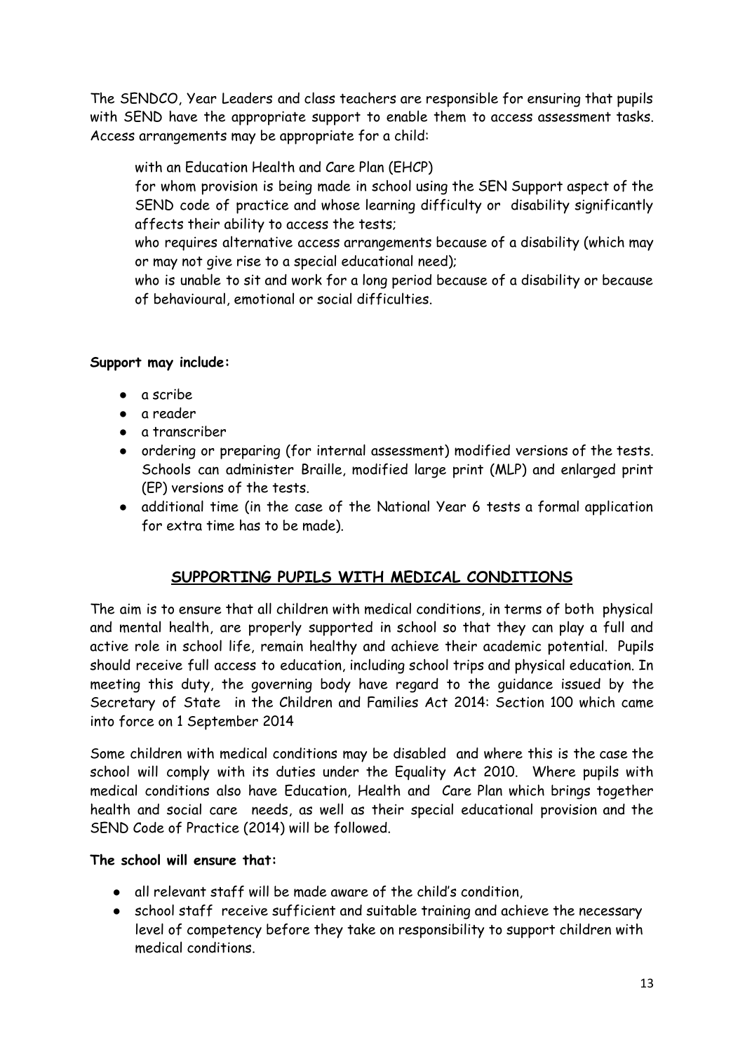The SENDCO, Year Leaders and class teachers are responsible for ensuring that pupils with SEND have the appropriate support to enable them to access assessment tasks. Access arrangements may be appropriate for a child:

with an Education Health and Care Plan (EHCP)

for whom provision is being made in school using the SEN Support aspect of the SEND code of practice and whose learning difficulty or disability significantly affects their ability to access the tests;

who requires alternative access arrangements because of a disability (which may or may not give rise to a special educational need);

who is unable to sit and work for a long period because of a disability or because of behavioural, emotional or social difficulties.

**Support may include:**

- a scribe
- a reader
- a transcriber
- ordering or preparing (for internal assessment) modified versions of the tests. Schools can administer Braille, modified large print (MLP) and enlarged print (EP) versions of the tests.
- additional time (in the case of the National Year 6 tests a formal application for extra time has to be made).

## SUPPORTING PUPILS WITH MEDICAL CONDITIONS

The aim is to ensure that all children with medical conditions, in terms of both physical and mental health, are properly supported in school so that they can play a full and active role in school life, remain healthy and achieve their academic potential. Pupils should receive full access to education, including school trips and physical education. In meeting this duty, the governing body have regard to the guidance issued by the Secretary of State in the Children and Families Act 2014: Section 100 which came into force on 1 September 2014

Some children with medical conditions may be disabled and where this is the case the school will comply with its duties under the Equality Act 2010. Where pupils with medical conditions also have Education, Health and Care Plan which brings together health and social care needs, as well as their special educational provision and the SEND Code of Practice (2014) will be followed.

**The school will ensure that:**

- all relevant staff will be made aware of the child's condition,
- school staff receive sufficient and suitable training and achieve the necessary level of competency before they take on responsibility to support children with medical conditions.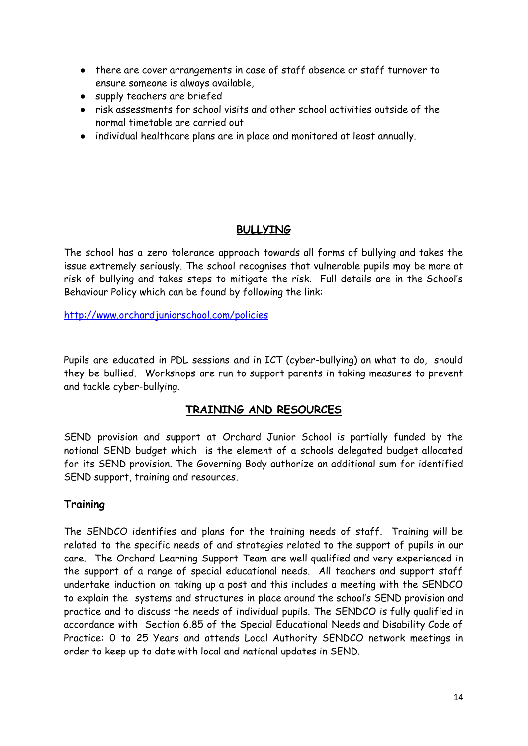- there are cover arrangements in case of staff absence or staff turnover to ensure someone is always available,
- supply teachers are briefed
- risk assessments for school visits and other school activities outside of the normal timetable are carried out
- individual healthcare plans are in place and monitored at least annually.

## BULLYING

The school has a zero tolerance approach towards all forms of bullying and takes the issue extremely seriously. The school recognises that vulnerable pupils may be more at risk of bullying and takes steps to mitigate the risk. Full details are in the School's Behaviour Policy which can be found by following the link:

http://www.orchardjuniorschool.com/policies

Pupils are educated in PDL sessions and in ICT (cyber-bullying) on what to do, should they be bullied. Workshops are run to support parents in taking measures to prevent and tackle cyber-bullying.

## TRAINING AND RESOURCES

SEND provision and support at Orchard Junior School is partially funded by the notional SEND budget which is the element of a schools delegated budget allocated for its SEND provision. The Governing Body authorize an additional sum for identified SEND support, training and resources.

### Training

The SENDCO identifies and plans for the training needs of staff. Training will be related to the specific needs of and strategies related to the support of pupils in our care. The Orchard Learning Support Team are well qualified and very experienced in the support of a range of special educational needs. All teachers and support staff undertake induction on taking up a post and this includes a meeting with the SENDCO to explain the systems and structures in place around the school's SEND provision and practice and to discuss the needs of individual pupils. The SENDCO is fully qualified in accordance with Section 6.85 of the Special Educational Needs and Disability Code of Practice: 0 to 25 Years and attends Local Authority SENDCO network meetings in order to keep up to date with local and national updates in SEND.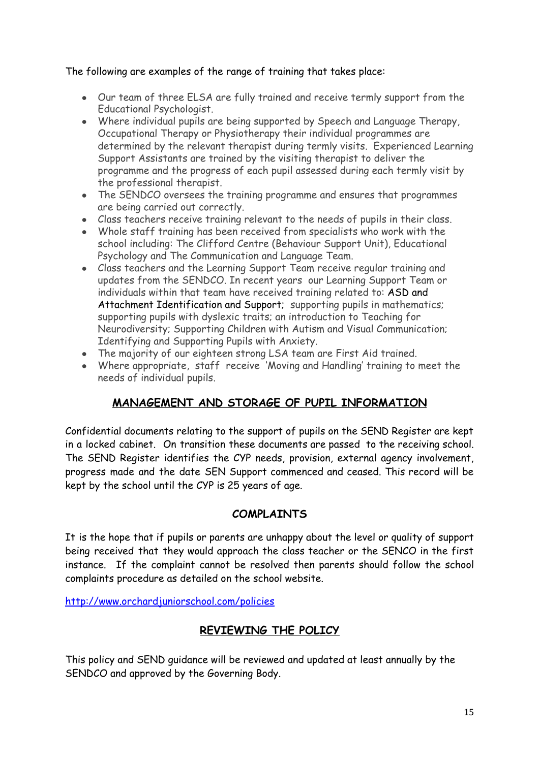The following are examples of the range of training that takes place:

- Our team of three ELSA are fully trained and receive termly support from the Educational Psychologist.
- Where individual pupils are being supported by Speech and Language Therapy, Occupational Therapy or Physiotherapy their individual programmes are determined by the relevant therapist during termly visits. Experienced Learning Support Assistants are trained by the visiting therapist to deliver the programme and the progress of each pupil assessed during each termly visit by the professional therapist.
- The SENDCO oversees the training programme and ensures that programmes are being carried out correctly.
- Class teachers receive training relevant to the needs of pupils in their class.
- Whole staff training has been received from specialists who work with the school including: The Clifford Centre (Behaviour Support Unit), Educational Psychology and The Communication and Language Team.
- Class teachers and the Learning Support Team receive regular training and updates from the SENDCO. In recent years our Learning Support Team or individuals within that team have received training related to: ASD and Attachment Identification and Support; supporting pupils in mathematics; supporting pupils with dyslexic traits; an introduction to Teaching for Neurodiversity; Supporting Children with Autism and Visual Communication; Identifying and Supporting Pupils with Anxiety.
- The majority of our eighteen strong LSA team are First Aid trained.
- Where appropriate, staff receive 'Moving and Handling' training to meet the needs of individual pupils.

## **MANAGEMENT AND STORAGE OF PUPIL INFORMATION**

Confidential documents relating to the support of pupils on the SEND Register are kept in a locked cabinet. On transition these documents are passed to the receiving school. The SEND Register identifies the CYP needs, provision, external agency involvement, progress made and the date SEN Support commenced and ceased. This record will be kept by the school until the CYP is 25 years of age.

## **COMPLAINTS**

It is the hope that if pupils or parents are unhappy about the level or quality of support being received that they would approach the class teacher or the SENCO in the first instance. If the complaint cannot be resolved then parents should follow the school complaints procedure as detailed on the school website.

http://www.orchardjuniorschool.com/policies

## **REVIEWING THE POLICY**

This policy and SEND guidance will be reviewed and updated at least annually by the SENDCO and approved by the Governing Body.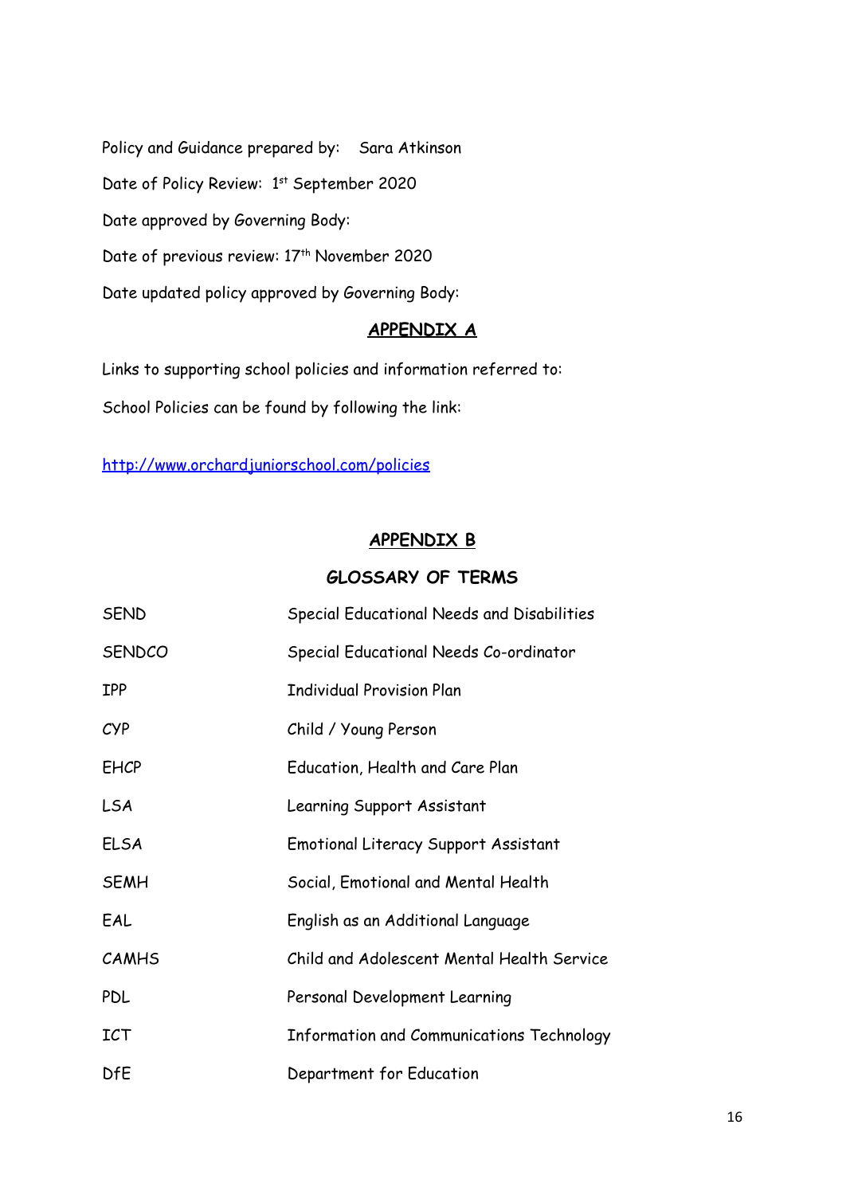Policy and Guidance prepared by: Sara Atkinson

Date of Policy Review: 1st September 2020

Date approved by Governing Body:

Date of previous review: 17th November 2020

Date updated policy approved by Governing Body:

## APPENDIX A

Links to supporting school policies and information referred to:

School Policies can be found by following the link:

http://www.orchardjuniorschool.com/policies

## APPENDIX B

### GLOSSARY OF TERMS

| | |
|---|---|
| SEND | Special Educational Needs and Disabilities |
| SENDCO | Special Educational Needs Co-ordinator |
| IPP | Individual Provision Plan |
| CYP | Child / Young Person |
| EHCP | Education, Health and Care Plan |
| LSA | Learning Support Assistant |
| ELSA | Emotional Literacy Support Assistant |
| SEMH | Social, Emotional and Mental Health |
| EAL | English as an Additional Language |
| CAMHS | Child and Adolescent Mental Health Service |
| PDL | Personal Development Learning |
| ICT | Information and Communications Technology |
| DfE | Department for Education |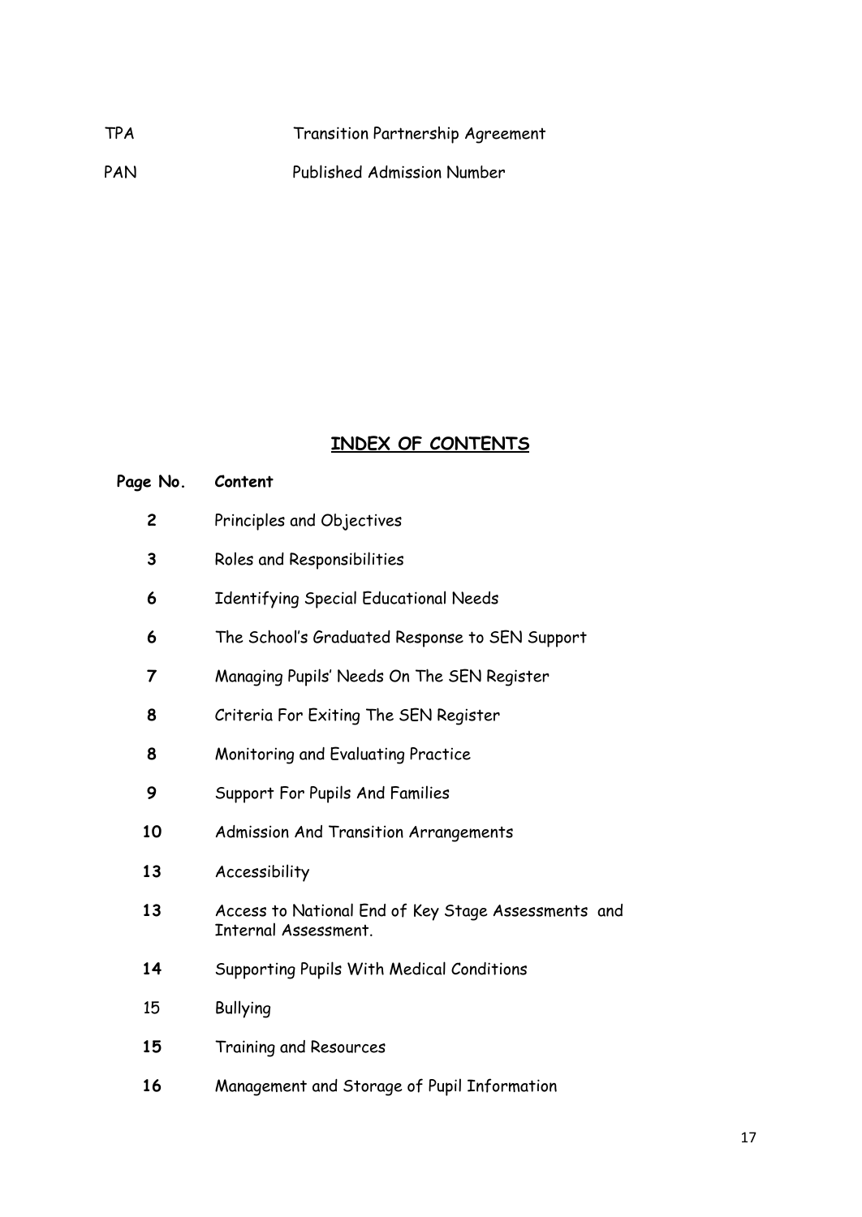| | |
|---|---|
| TPA | Transition Partnership Agreement |
| PAN | Published Admission Number |

## INDEX OF CONTENTS

| Page No. | Content |
|---|---|
| **2** | Principles and Objectives |
| **3** | Roles and Responsibilities |
| **6** | Identifying Special Educational Needs |
| **6** | The School's Graduated Response to SEN Support |
| **7** | Managing Pupils' Needs On The SEN Register |
| **8** | Criteria For Exiting The SEN Register |
| **8** | Monitoring and Evaluating Practice |
| **9** | Support For Pupils And Families |
| **10** | Admission And Transition Arrangements |
| **13** | Accessibility |
| **13** | Access to National End of Key Stage Assessments and Internal Assessment. |
| **14** | Supporting Pupils With Medical Conditions |
| 15 | Bullying |
| **15** | Training and Resources |
| **16** | Management and Storage of Pupil Information |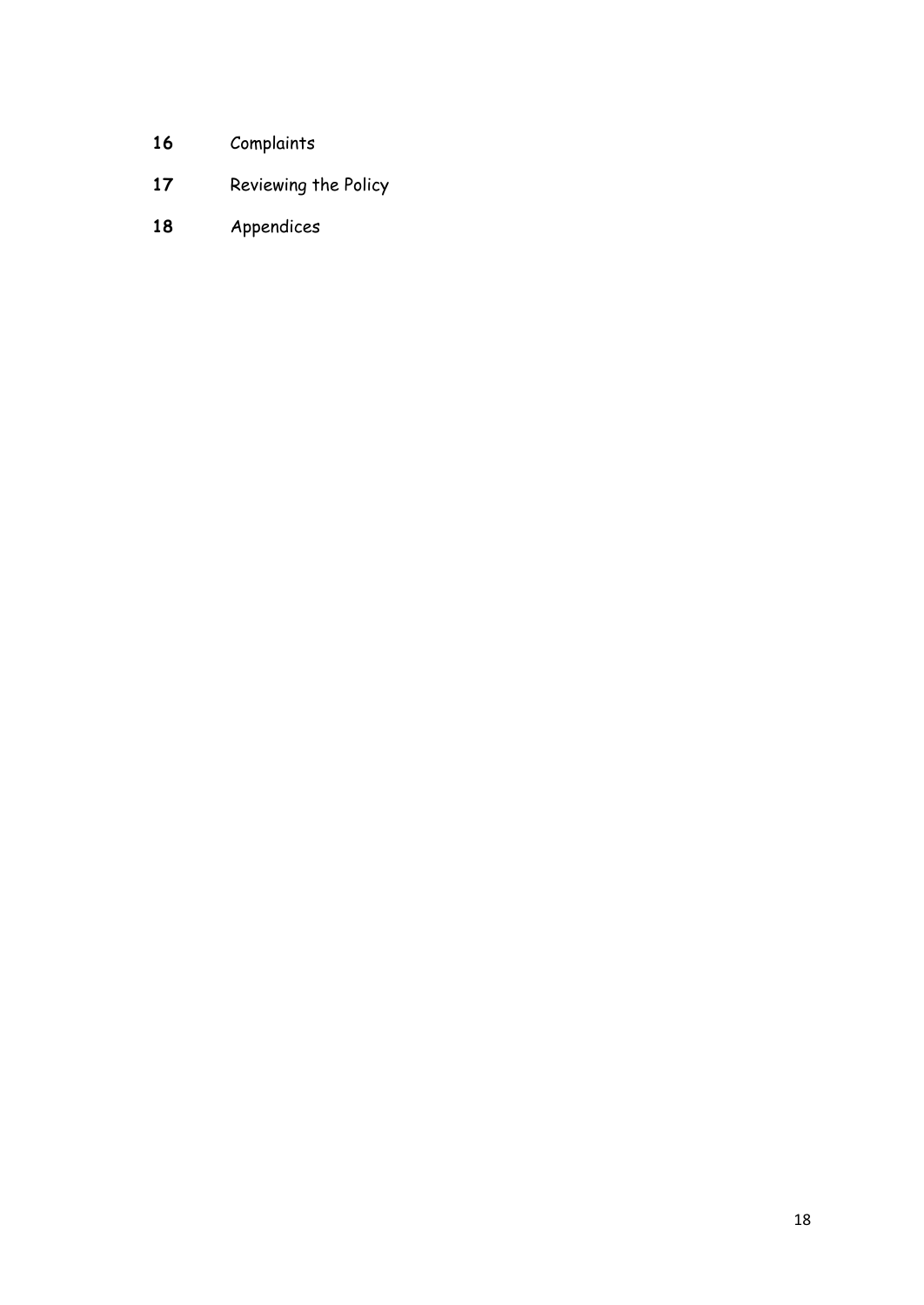**16** Complaints

**17** Reviewing the Policy

**18** Appendices